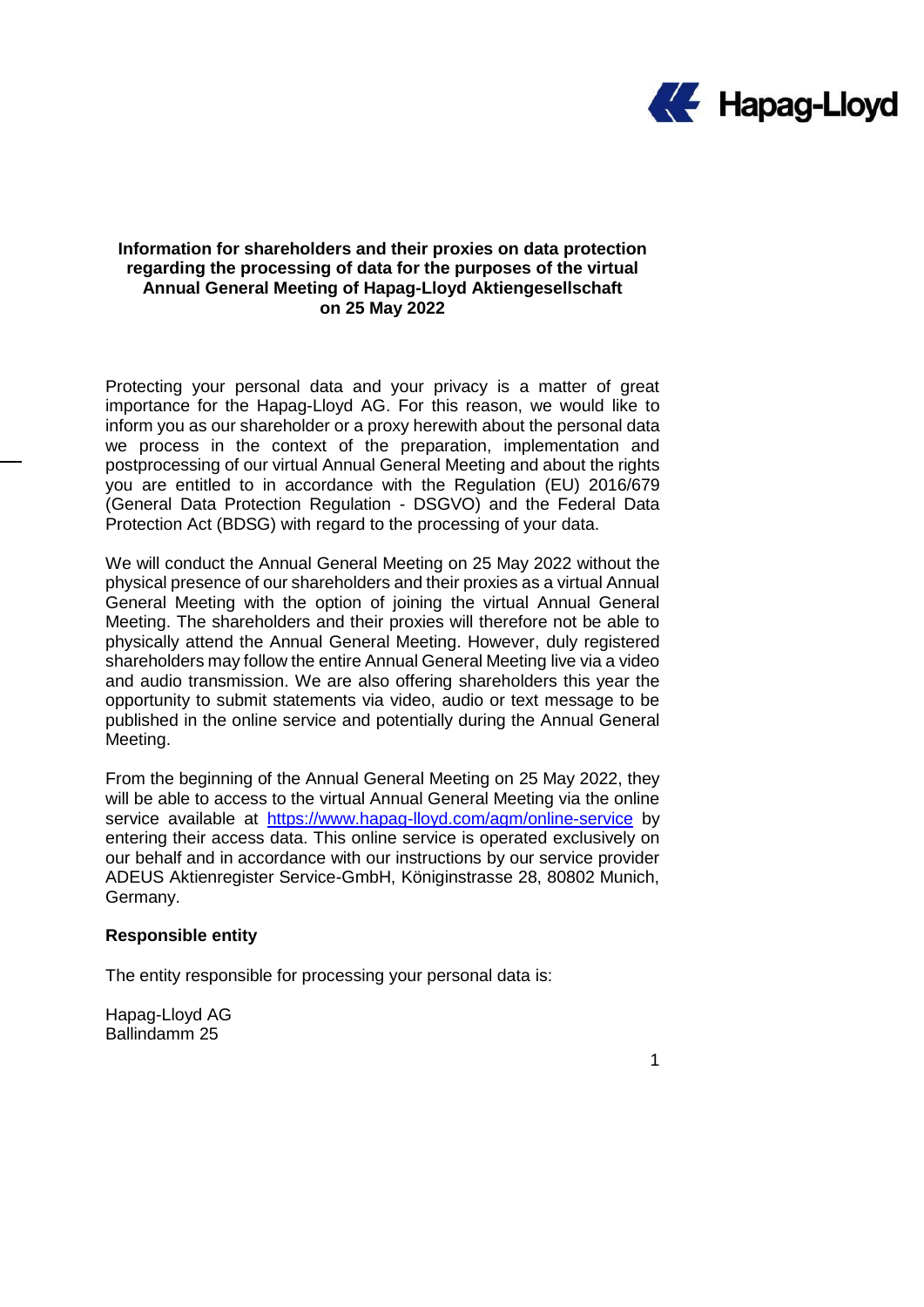**Information for shareholders and their proxies on data protection regarding the processing of data for the purposes of the virtual Annual General Meeting of Hapag-Lloyd Aktiengesellschaft on 25 May 2022**

Protecting your personal data and your privacy is a matter of great importance for the Hapag-Lloyd AG. For this reason, we would like to inform you as our shareholder or a proxy herewith about the personal data we process in the context of the preparation, implementation and postprocessing of our virtual Annual General Meeting and about the rights you are entitled to in accordance with the Regulation (EU) 2016/679 (General Data Protection Regulation - DSGVO) and the Federal Data Protection Act (BDSG) with regard to the processing of your data.

We will conduct the Annual General Meeting on 25 May 2022 without the physical presence of our shareholders and their proxies as a virtual Annual General Meeting with the option of joining the virtual Annual General Meeting. The shareholders and their proxies will therefore not be able to physically attend the Annual General Meeting. However, duly registered shareholders may follow the entire Annual General Meeting live via a video and audio transmission. We are also offering shareholders this year the opportunity to submit statements via video, audio or text message to be published in the online service and potentially during the Annual General Meeting.

From the beginning of the Annual General Meeting on 25 May 2022, they will be able to access to the virtual Annual General Meeting via the online service available at https://www.hapag-lloyd.com/agm/online-service by entering their access data. This online service is operated exclusively on our behalf and in accordance with our instructions by our service provider ADEUS Aktienregister Service-GmbH, Königinstrasse 28, 80802 Munich, Germany.

**Responsible entity**

The entity responsible for processing your personal data is:

Hapag-Lloyd AG
Ballindamm 25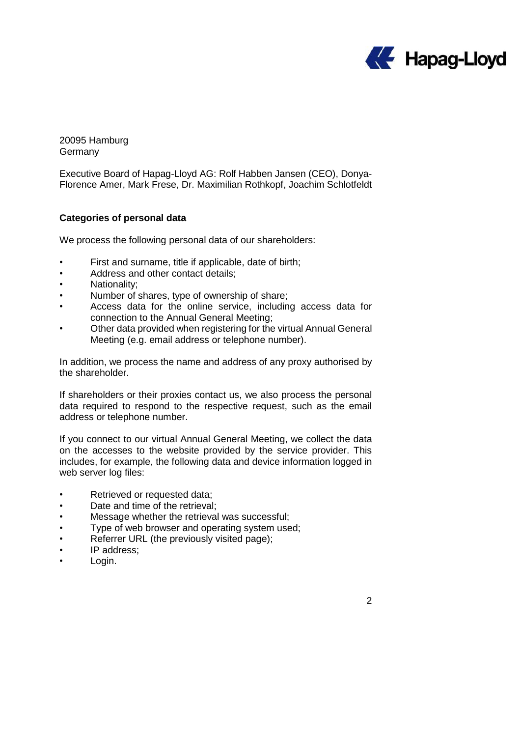20095 Hamburg
Germany

Executive Board of Hapag-Lloyd AG: Rolf Habben Jansen (CEO), Donya-Florence Amer, Mark Frese, Dr. Maximilian Rothkopf, Joachim Schlotfeldt

**Categories of personal data**

We process the following personal data of our shareholders:

- First and surname, title if applicable, date of birth;
- Address and other contact details;
- Nationality;
- Number of shares, type of ownership of share;
- Access data for the online service, including access data for connection to the Annual General Meeting;
- Other data provided when registering for the virtual Annual General Meeting (e.g. email address or telephone number).

In addition, we process the name and address of any proxy authorised by the shareholder.

If shareholders or their proxies contact us, we also process the personal data required to respond to the respective request, such as the email address or telephone number.

If you connect to our virtual Annual General Meeting, we collect the data on the accesses to the website provided by the service provider. This includes, for example, the following data and device information logged in web server log files:

- Retrieved or requested data;
- Date and time of the retrieval;
- Message whether the retrieval was successful;
- Type of web browser and operating system used;
- Referrer URL (the previously visited page);
- IP address;
- Login.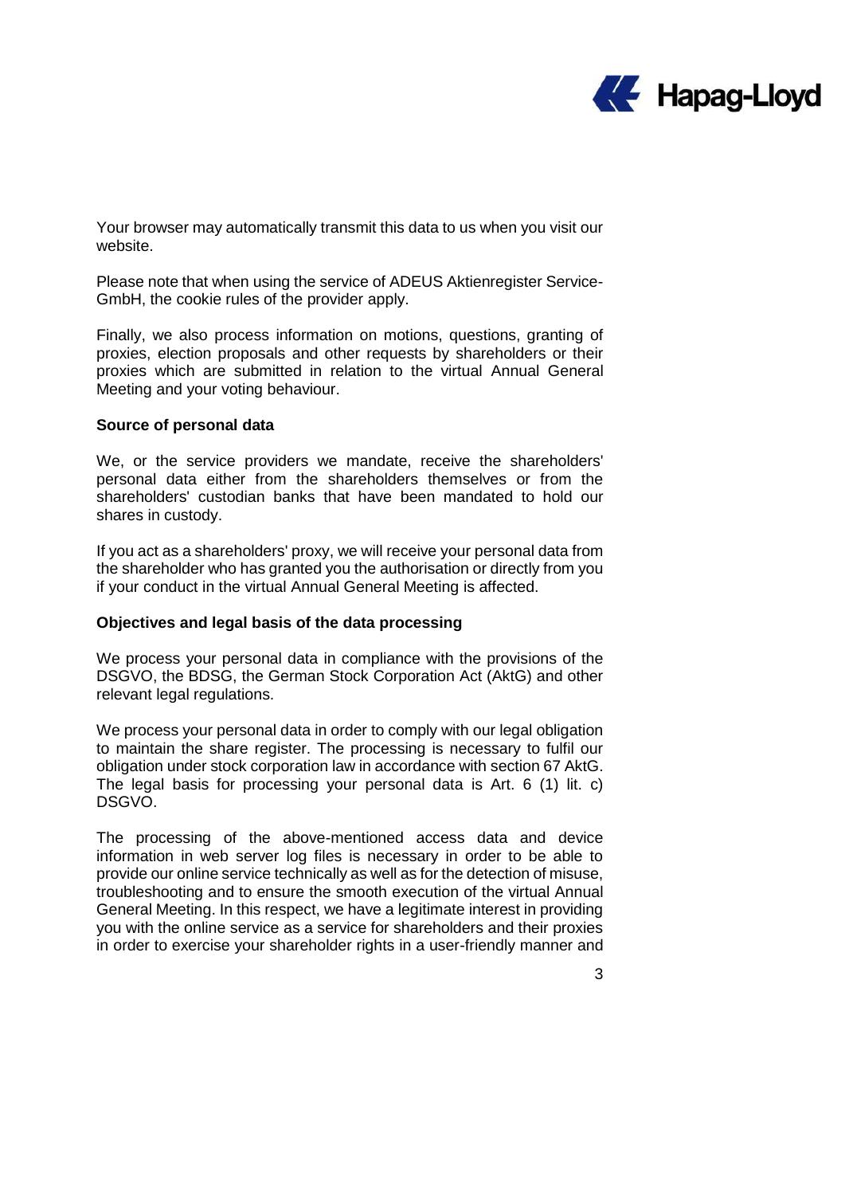Your browser may automatically transmit this data to us when you visit our website.

Please note that when using the service of ADEUS Aktienregister Service-GmbH, the cookie rules of the provider apply.

Finally, we also process information on motions, questions, granting of proxies, election proposals and other requests by shareholders or their proxies which are submitted in relation to the virtual Annual General Meeting and your voting behaviour.

**Source of personal data**

We, or the service providers we mandate, receive the shareholders' personal data either from the shareholders themselves or from the shareholders' custodian banks that have been mandated to hold our shares in custody.

If you act as a shareholders' proxy, we will receive your personal data from the shareholder who has granted you the authorisation or directly from you if your conduct in the virtual Annual General Meeting is affected.

**Objectives and legal basis of the data processing**

We process your personal data in compliance with the provisions of the DSGVO, the BDSG, the German Stock Corporation Act (AktG) and other relevant legal regulations.

We process your personal data in order to comply with our legal obligation to maintain the share register. The processing is necessary to fulfil our obligation under stock corporation law in accordance with section 67 AktG. The legal basis for processing your personal data is Art. 6 (1) lit. c) DSGVO.

The processing of the above-mentioned access data and device information in web server log files is necessary in order to be able to provide our online service technically as well as for the detection of misuse, troubleshooting and to ensure the smooth execution of the virtual Annual General Meeting. In this respect, we have a legitimate interest in providing you with the online service as a service for shareholders and their proxies in order to exercise your shareholder rights in a user-friendly manner and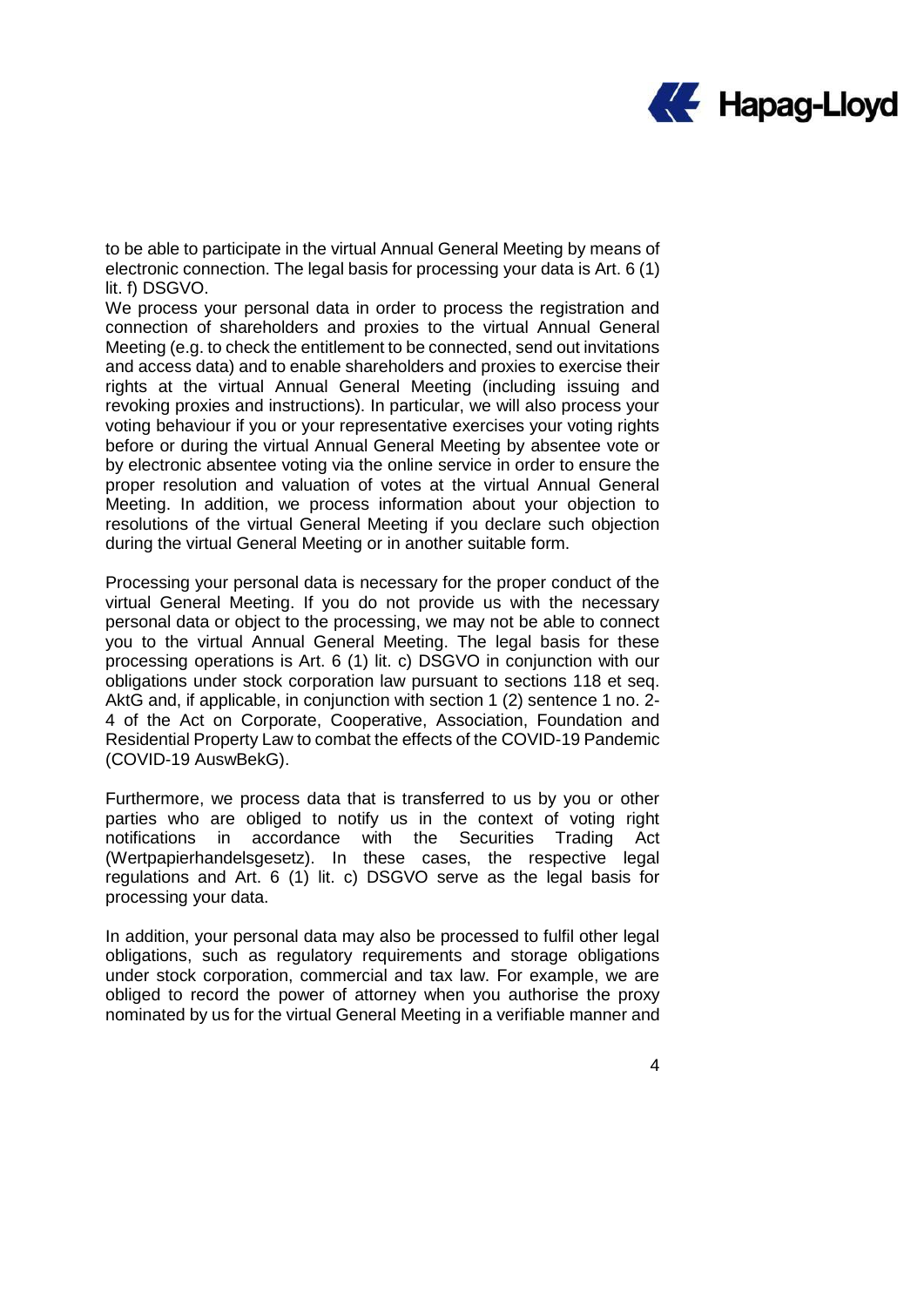to be able to participate in the virtual Annual General Meeting by means of electronic connection. The legal basis for processing your data is Art. 6 (1) lit. f) DSGVO.
We process your personal data in order to process the registration and connection of shareholders and proxies to the virtual Annual General Meeting (e.g. to check the entitlement to be connected, send out invitations and access data) and to enable shareholders and proxies to exercise their rights at the virtual Annual General Meeting (including issuing and revoking proxies and instructions). In particular, we will also process your voting behaviour if you or your representative exercises your voting rights before or during the virtual Annual General Meeting by absentee vote or by electronic absentee voting via the online service in order to ensure the proper resolution and valuation of votes at the virtual Annual General Meeting. In addition, we process information about your objection to resolutions of the virtual General Meeting if you declare such objection during the virtual General Meeting or in another suitable form.

Processing your personal data is necessary for the proper conduct of the virtual General Meeting. If you do not provide us with the necessary personal data or object to the processing, we may not be able to connect you to the virtual Annual General Meeting. The legal basis for these processing operations is Art. 6 (1) lit. c) DSGVO in conjunction with our obligations under stock corporation law pursuant to sections 118 et seq. AktG and, if applicable, in conjunction with section 1 (2) sentence 1 no. 2-4 of the Act on Corporate, Cooperative, Association, Foundation and Residential Property Law to combat the effects of the COVID-19 Pandemic (COVID-19 AuswBekG).

Furthermore, we process data that is transferred to us by you or other parties who are obliged to notify us in the context of voting right notifications in accordance with the Securities Trading Act (Wertpapierhandelsgesetz). In these cases, the respective legal regulations and Art. 6 (1) lit. c) DSGVO serve as the legal basis for processing your data.

In addition, your personal data may also be processed to fulfil other legal obligations, such as regulatory requirements and storage obligations under stock corporation, commercial and tax law. For example, we are obliged to record the power of attorney when you authorise the proxy nominated by us for the virtual General Meeting in a verifiable manner and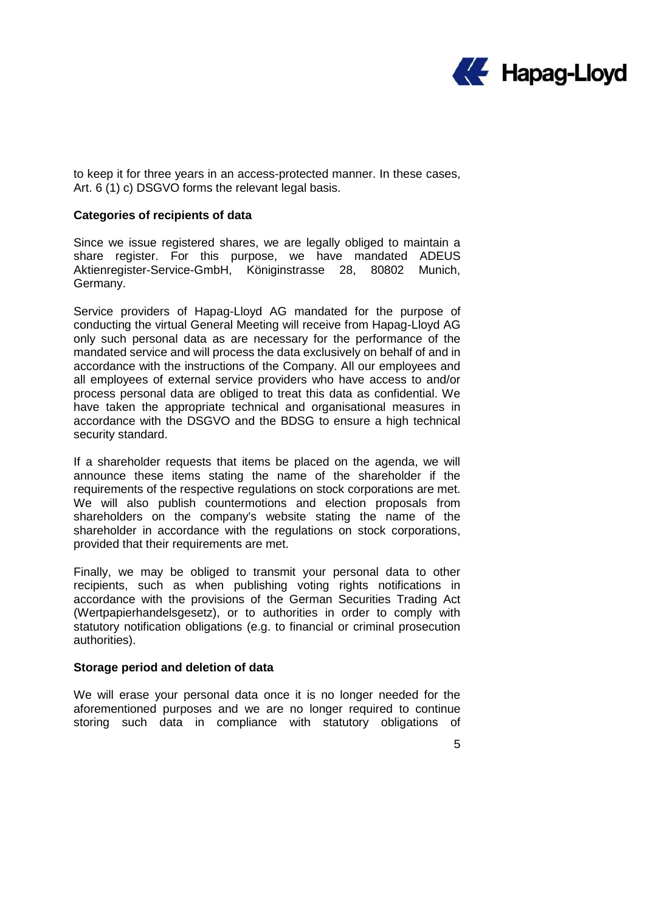to keep it for three years in an access-protected manner. In these cases, Art. 6 (1) c) DSGVO forms the relevant legal basis.

**Categories of recipients of data**

Since we issue registered shares, we are legally obliged to maintain a share register. For this purpose, we have mandated ADEUS Aktienregister-Service-GmbH, Königinstrasse 28, 80802 Munich, Germany.

Service providers of Hapag-Lloyd AG mandated for the purpose of conducting the virtual General Meeting will receive from Hapag-Lloyd AG only such personal data as are necessary for the performance of the mandated service and will process the data exclusively on behalf of and in accordance with the instructions of the Company. All our employees and all employees of external service providers who have access to and/or process personal data are obliged to treat this data as confidential. We have taken the appropriate technical and organisational measures in accordance with the DSGVO and the BDSG to ensure a high technical security standard.

If a shareholder requests that items be placed on the agenda, we will announce these items stating the name of the shareholder if the requirements of the respective regulations on stock corporations are met. We will also publish countermotions and election proposals from shareholders on the company's website stating the name of the shareholder in accordance with the regulations on stock corporations, provided that their requirements are met.

Finally, we may be obliged to transmit your personal data to other recipients, such as when publishing voting rights notifications in accordance with the provisions of the German Securities Trading Act (Wertpapierhandelsgesetz), or to authorities in order to comply with statutory notification obligations (e.g. to financial or criminal prosecution authorities).

**Storage period and deletion of data**

We will erase your personal data once it is no longer needed for the aforementioned purposes and we are no longer required to continue storing such data in compliance with statutory obligations of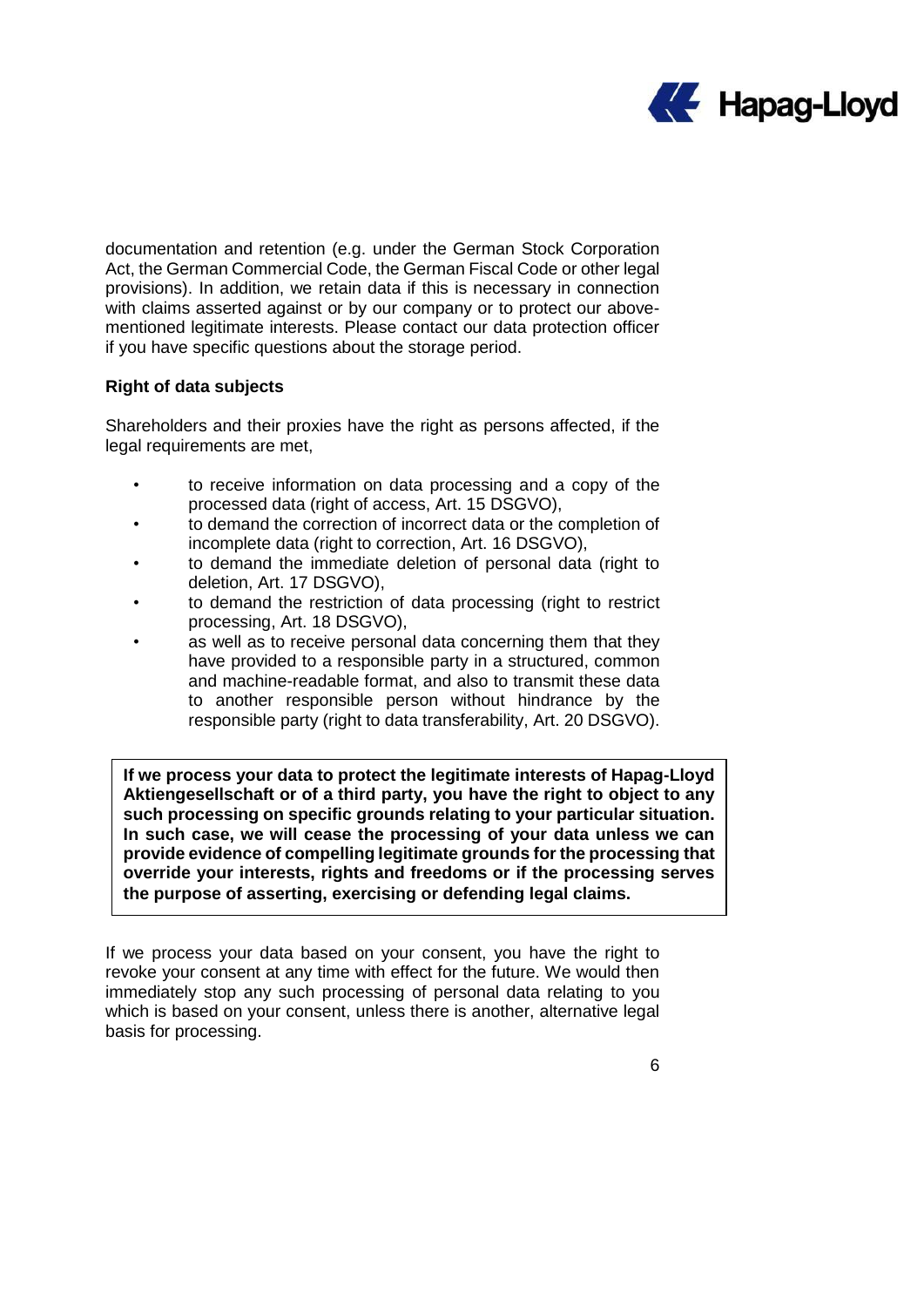documentation and retention (e.g. under the German Stock Corporation Act, the German Commercial Code, the German Fiscal Code or other legal provisions). In addition, we retain data if this is necessary in connection with claims asserted against or by our company or to protect our above-mentioned legitimate interests. Please contact our data protection officer if you have specific questions about the storage period.

**Right of data subjects**

Shareholders and their proxies have the right as persons affected, if the legal requirements are met,

- to receive information on data processing and a copy of the processed data (right of access, Art. 15 DSGVO),
- to demand the correction of incorrect data or the completion of incomplete data (right to correction, Art. 16 DSGVO),
- to demand the immediate deletion of personal data (right to deletion, Art. 17 DSGVO),
- to demand the restriction of data processing (right to restrict processing, Art. 18 DSGVO),
- as well as to receive personal data concerning them that they have provided to a responsible party in a structured, common and machine-readable format, and also to transmit these data to another responsible person without hindrance by the responsible party (right to data transferability, Art. 20 DSGVO).

**If we process your data to protect the legitimate interests of Hapag-Lloyd Aktiengesellschaft or of a third party, you have the right to object to any such processing on specific grounds relating to your particular situation. In such case, we will cease the processing of your data unless we can provide evidence of compelling legitimate grounds for the processing that override your interests, rights and freedoms or if the processing serves the purpose of asserting, exercising or defending legal claims.**

If we process your data based on your consent, you have the right to revoke your consent at any time with effect for the future. We would then immediately stop any such processing of personal data relating to you which is based on your consent, unless there is another, alternative legal basis for processing.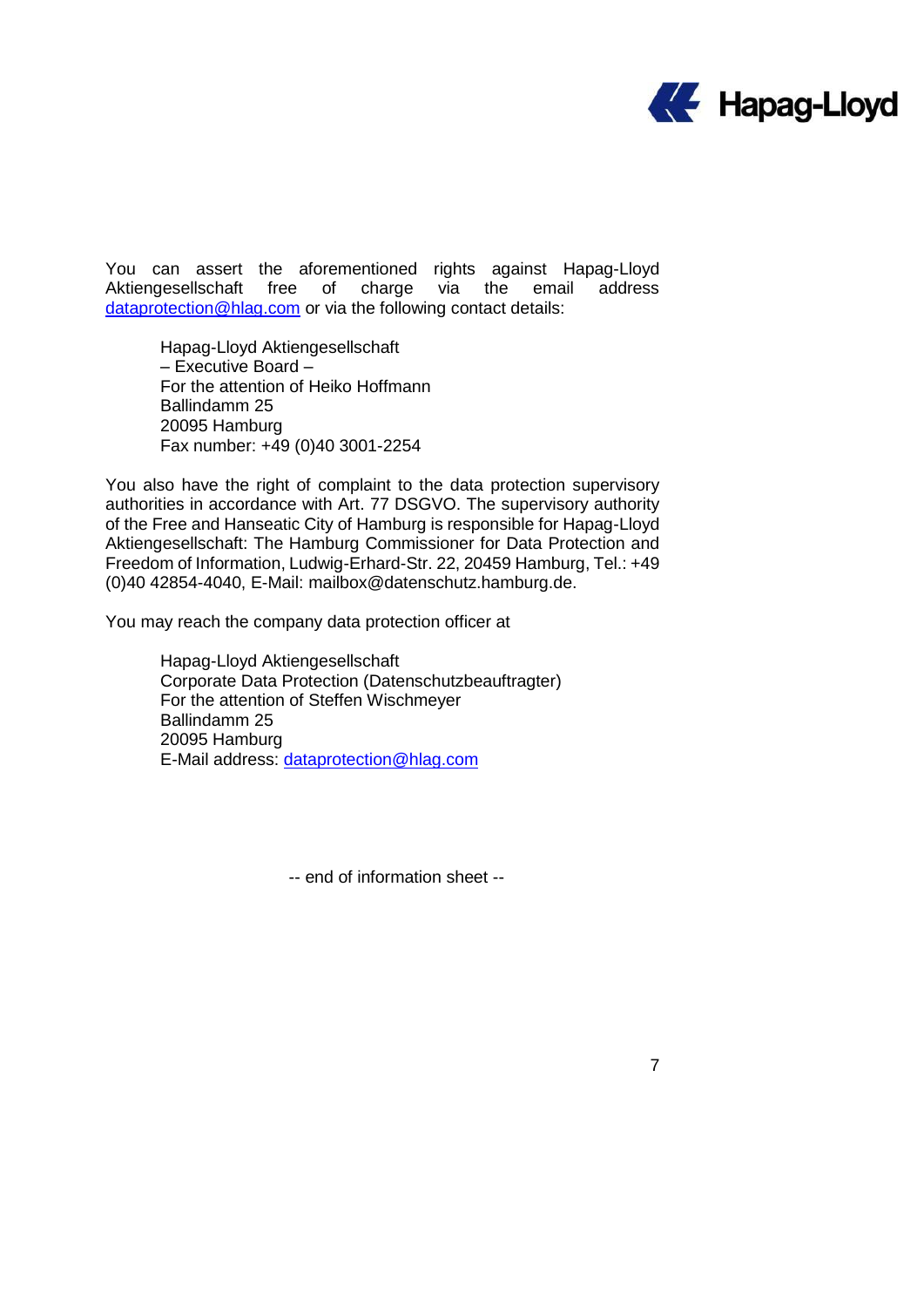You can assert the aforementioned rights against Hapag-Lloyd Aktiengesellschaft free of charge via the email address dataprotection@hlag.com or via the following contact details:

Hapag-Lloyd Aktiengesellschaft  
– Executive Board –  
For the attention of Heiko Hoffmann  
Ballindamm 25  
20095 Hamburg  
Fax number: +49 (0)40 3001-2254

You also have the right of complaint to the data protection supervisory authorities in accordance with Art. 77 DSGVO. The supervisory authority of the Free and Hanseatic City of Hamburg is responsible for Hapag-Lloyd Aktiengesellschaft: The Hamburg Commissioner for Data Protection and Freedom of Information, Ludwig-Erhard-Str. 22, 20459 Hamburg, Tel.: +49 (0)40 42854-4040, E-Mail: mailbox@datenschutz.hamburg.de.

You may reach the company data protection officer at

Hapag-Lloyd Aktiengesellschaft  
Corporate Data Protection (Datenschutzbeauftragter)  
For the attention of Steffen Wischmeyer  
Ballindamm 25  
20095 Hamburg  
E-Mail address: dataprotection@hlag.com

-- end of information sheet --